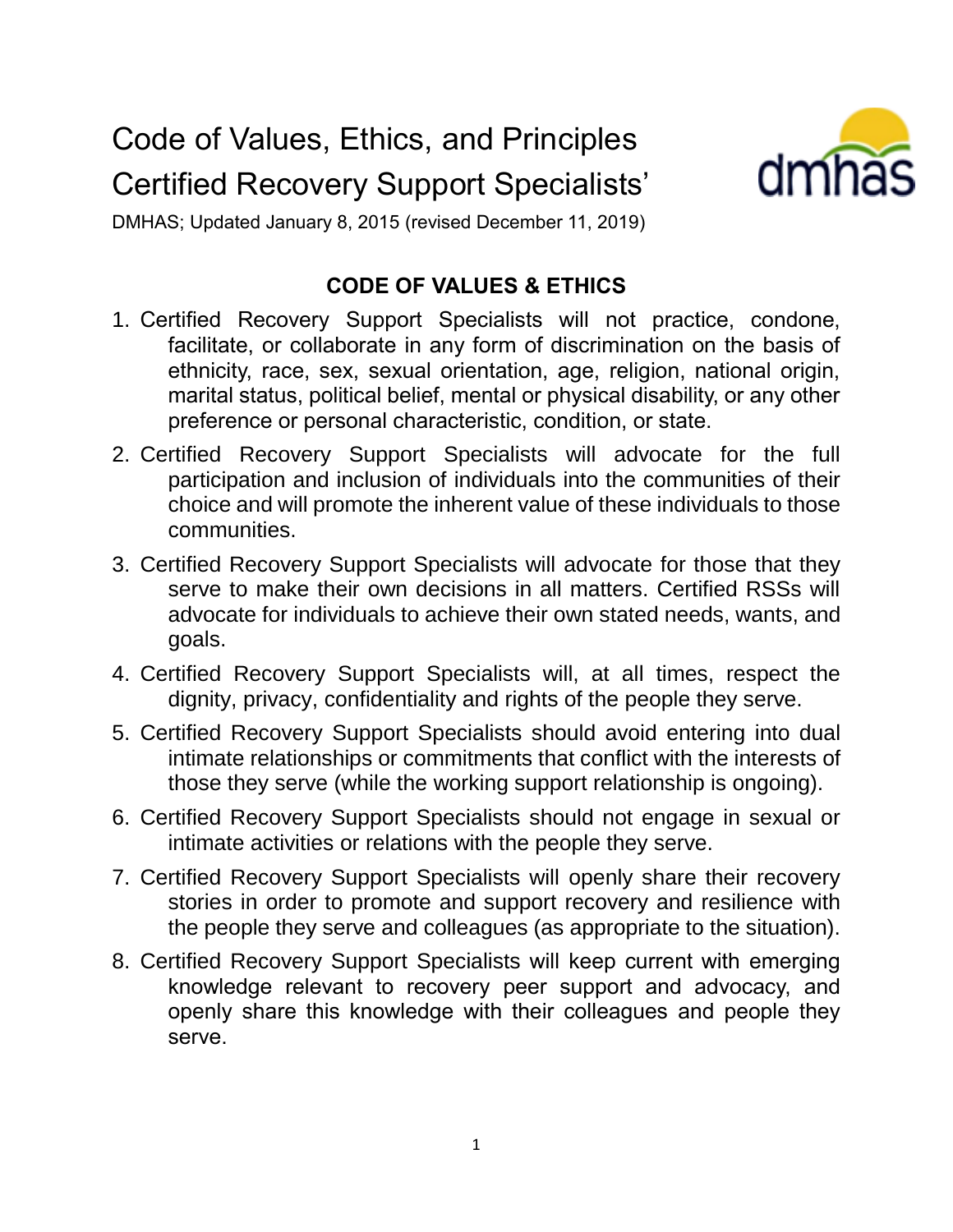# Code of Values, Ethics, and Principles Certified Recovery Support Specialists'

DMHAS; Updated January 8, 2015 (revised December 11, 2019)

## CODE OF VALUES & ETHICS

1. Certified Recovery Support Specialists will not practice, condone, facilitate, or collaborate in any form of discrimination on the basis of ethnicity, race, sex, sexual orientation, age, religion, national origin, marital status, political belief, mental or physical disability, or any other preference or personal characteristic, condition, or state.
2. Certified Recovery Support Specialists will advocate for the full participation and inclusion of individuals into the communities of their choice and will promote the inherent value of these individuals to those communities.
3. Certified Recovery Support Specialists will advocate for those that they serve to make their own decisions in all matters. Certified RSSs will advocate for individuals to achieve their own stated needs, wants, and goals.
4. Certified Recovery Support Specialists will, at all times, respect the dignity, privacy, confidentiality and rights of the people they serve.
5. Certified Recovery Support Specialists should avoid entering into dual intimate relationships or commitments that conflict with the interests of those they serve (while the working support relationship is ongoing).
6. Certified Recovery Support Specialists should not engage in sexual or intimate activities or relations with the people they serve.
7. Certified Recovery Support Specialists will openly share their recovery stories in order to promote and support recovery and resilience with the people they serve and colleagues (as appropriate to the situation).
8. Certified Recovery Support Specialists will keep current with emerging knowledge relevant to recovery peer support and advocacy, and openly share this knowledge with their colleagues and people they serve.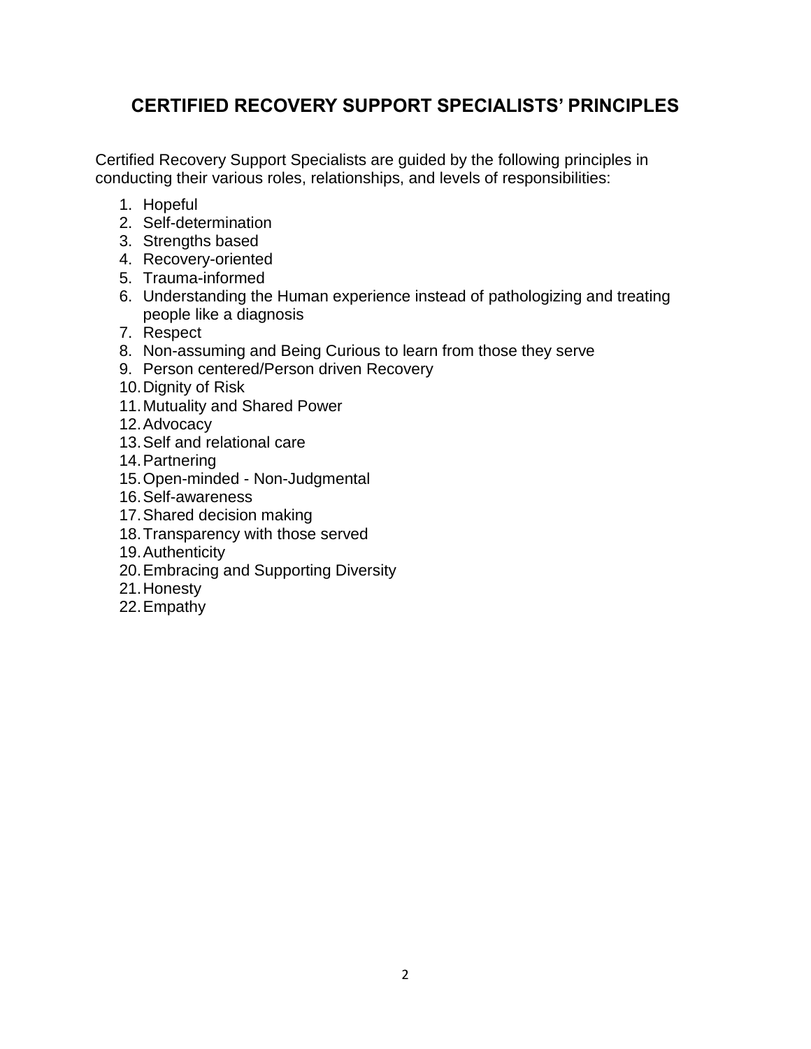## CERTIFIED RECOVERY SUPPORT SPECIALISTS' PRINCIPLES

Certified Recovery Support Specialists are guided by the following principles in conducting their various roles, relationships, and levels of responsibilities:

1. Hopeful
2. Self-determination
3. Strengths based
4. Recovery-oriented
5. Trauma-informed
6. Understanding the Human experience instead of pathologizing and treating people like a diagnosis
7. Respect
8. Non-assuming and Being Curious to learn from those they serve
9. Person centered/Person driven Recovery
10. Dignity of Risk
11. Mutuality and Shared Power
12. Advocacy
13. Self and relational care
14. Partnering
15. Open-minded - Non-Judgmental
16. Self-awareness
17. Shared decision making
18. Transparency with those served
19. Authenticity
20. Embracing and Supporting Diversity
21. Honesty
22. Empathy